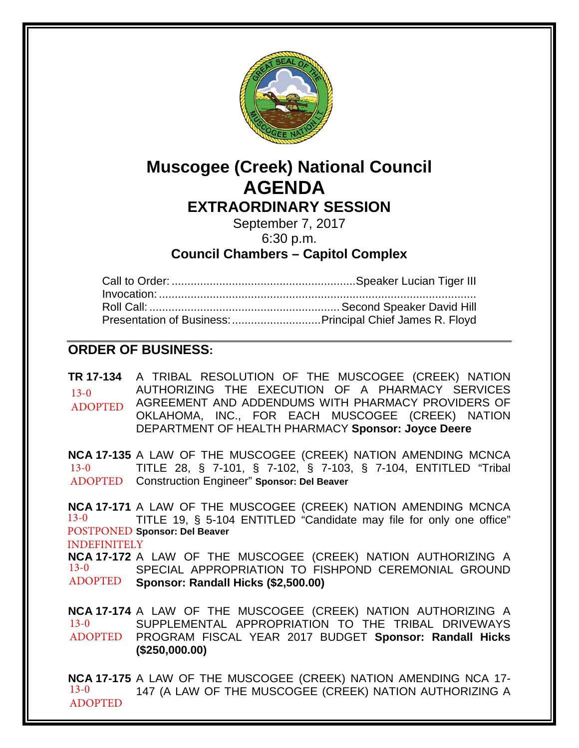# Muscogee (Creek) National Council

# AGENDA

## EXTRAORDINARY SESSION

September 7, 2017

6:30 p.m.

**Council Chambers – Capitol Complex**

Call to Order: ..........................................................Speaker Lucian Tiger III
Invocation: ....................................................................................................
Roll Call: ...........................................................Second Speaker David Hill
Presentation of Business: ............................Principal Chief James R. Floyd

## ORDER OF BUSINESS:

**TR 17-134** A TRIBAL RESOLUTION OF THE MUSCOGEE (CREEK) NATION AUTHORIZING THE EXECUTION OF A PHARMACY SERVICES AGREEMENT AND ADDENDUMS WITH PHARMACY PROVIDERS OF OKLAHOMA, INC., FOR EACH MUSCOGEE (CREEK) NATION DEPARTMENT OF HEALTH PHARMACY **Sponsor: Joyce Deere**
13-0
ADOPTED

**NCA 17-135** A LAW OF THE MUSCOGEE (CREEK) NATION AMENDING MCNCA TITLE 28, § 7-101, § 7-102, § 7-103, § 7-104, ENTITLED "Tribal Construction Engineer" **Sponsor: Del Beaver**
13-0
ADOPTED

**NCA 17-171** A LAW OF THE MUSCOGEE (CREEK) NATION AMENDING MCNCA TITLE 19, § 5-104 ENTITLED "Candidate may file for only one office" **Sponsor: Del Beaver**
13-0
POSTPONED INDEFINITELY

**NCA 17-172** A LAW OF THE MUSCOGEE (CREEK) NATION AUTHORIZING A SPECIAL APPROPRIATION TO FISHPOND CEREMONIAL GROUND **Sponsor: Randall Hicks ($2,500.00)**
13-0
ADOPTED

**NCA 17-174** A LAW OF THE MUSCOGEE (CREEK) NATION AUTHORIZING A SUPPLEMENTAL APPROPRIATION TO THE TRIBAL DRIVEWAYS PROGRAM FISCAL YEAR 2017 BUDGET **Sponsor: Randall Hicks ($250,000.00)**
13-0
ADOPTED

**NCA 17-175** A LAW OF THE MUSCOGEE (CREEK) NATION AMENDING NCA 17-147 (A LAW OF THE MUSCOGEE (CREEK) NATION AUTHORIZING A
13-0
ADOPTED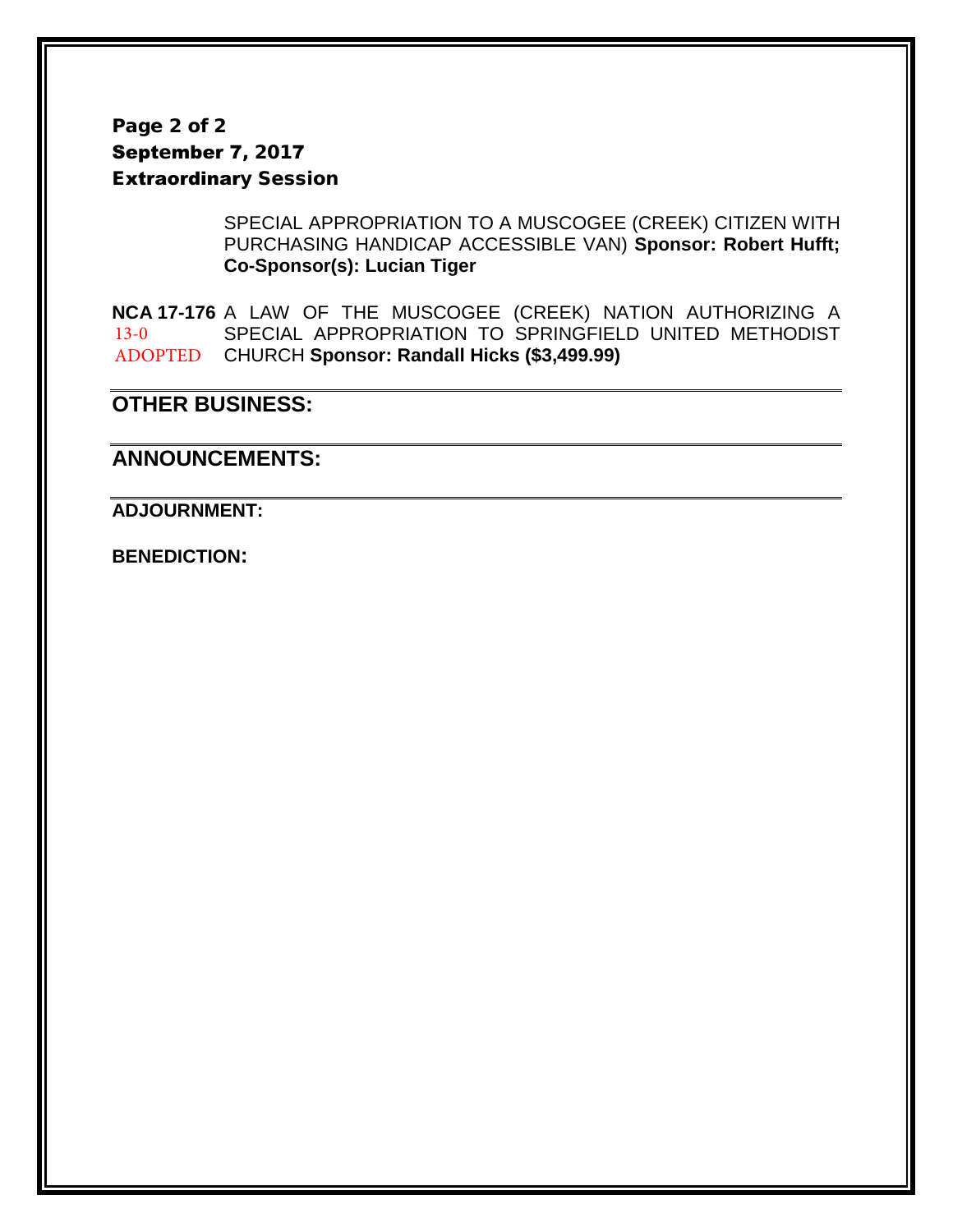**September 7, 2017**
**Extraordinary Session**

SPECIAL APPROPRIATION TO A MUSCOGEE (CREEK) CITIZEN WITH PURCHASING HANDICAP ACCESSIBLE VAN) **Sponsor: Robert Hufft; Co-Sponsor(s): Lucian Tiger**

**NCA 17-176** A LAW OF THE MUSCOGEE (CREEK) NATION AUTHORIZING A SPECIAL APPROPRIATION TO SPRINGFIELD UNITED METHODIST CHURCH **Sponsor: Randall Hicks ($3,499.99)**
13-0
ADOPTED

## OTHER BUSINESS:

## ANNOUNCEMENTS:

**ADJOURNMENT:**

**BENEDICTION:**